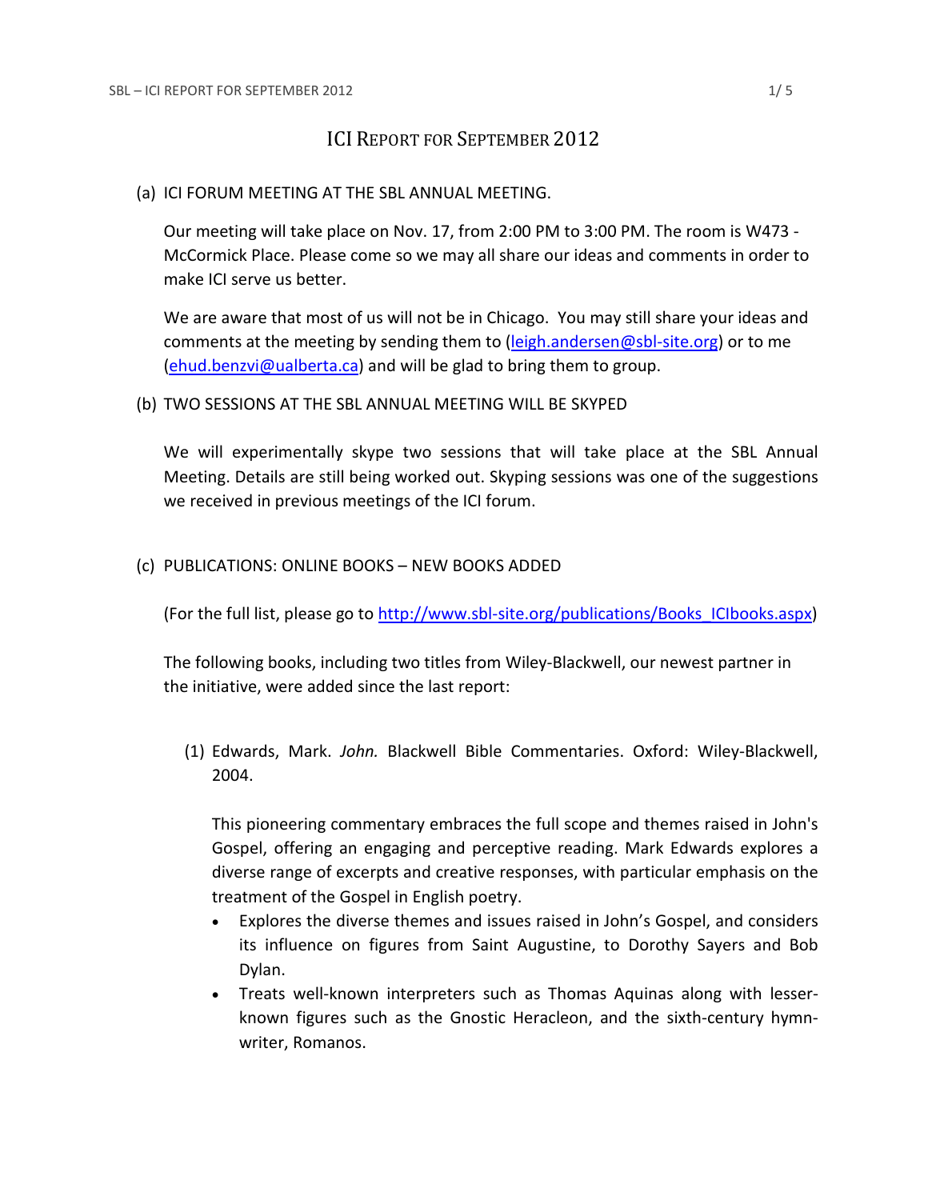# ICI Report for September 2012

(a) ICI FORUM MEETING AT THE SBL ANNUAL MEETING.

Our meeting will take place on Nov. 17, from 2:00 PM to 3:00 PM. The room is W473 - McCormick Place. Please come so we may all share our ideas and comments in order to make ICI serve us better.

We are aware that most of us will not be in Chicago. You may still share your ideas and comments at the meeting by sending them to (leigh.andersen@sbl-site.org) or to me (ehud.benzvi@ualberta.ca) and will be glad to bring them to group.

(b) TWO SESSIONS AT THE SBL ANNUAL MEETING WILL BE SKYPED

We will experimentally skype two sessions that will take place at the SBL Annual Meeting. Details are still being worked out. Skyping sessions was one of the suggestions we received in previous meetings of the ICI forum.

(c) PUBLICATIONS: ONLINE BOOKS – NEW BOOKS ADDED

(For the full list, please go to http://www.sbl-site.org/publications/Books_ICIbooks.aspx)

The following books, including two titles from Wiley-Blackwell, our newest partner in the initiative, were added since the last report:

(1) Edwards, Mark. *John.* Blackwell Bible Commentaries. Oxford: Wiley-Blackwell, 2004.

This pioneering commentary embraces the full scope and themes raised in John's Gospel, offering an engaging and perceptive reading. Mark Edwards explores a diverse range of excerpts and creative responses, with particular emphasis on the treatment of the Gospel in English poetry.

- Explores the diverse themes and issues raised in John's Gospel, and considers its influence on figures from Saint Augustine, to Dorothy Sayers and Bob Dylan.
- Treats well-known interpreters such as Thomas Aquinas along with lesser-known figures such as the Gnostic Heracleon, and the sixth-century hymn-writer, Romanos.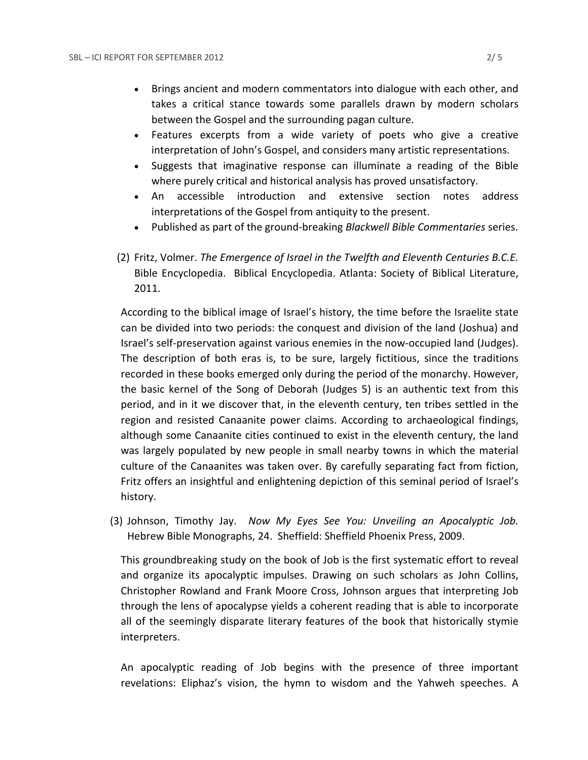- Brings ancient and modern commentators into dialogue with each other, and takes a critical stance towards some parallels drawn by modern scholars between the Gospel and the surrounding pagan culture.
- Features excerpts from a wide variety of poets who give a creative interpretation of John's Gospel, and considers many artistic representations.
- Suggests that imaginative response can illuminate a reading of the Bible where purely critical and historical analysis has proved unsatisfactory.
- An accessible introduction and extensive section notes address interpretations of the Gospel from antiquity to the present.
- Published as part of the ground-breaking *Blackwell Bible Commentaries* series.

(2) Fritz, Volmer. *The Emergence of Israel in the Twelfth and Eleventh Centuries B.C.E.* Bible Encyclopedia. Biblical Encyclopedia. Atlanta: Society of Biblical Literature, 2011.

According to the biblical image of Israel's history, the time before the Israelite state can be divided into two periods: the conquest and division of the land (Joshua) and Israel's self-preservation against various enemies in the now-occupied land (Judges). The description of both eras is, to be sure, largely fictitious, since the traditions recorded in these books emerged only during the period of the monarchy. However, the basic kernel of the Song of Deborah (Judges 5) is an authentic text from this period, and in it we discover that, in the eleventh century, ten tribes settled in the region and resisted Canaanite power claims. According to archaeological findings, although some Canaanite cities continued to exist in the eleventh century, the land was largely populated by new people in small nearby towns in which the material culture of the Canaanites was taken over. By carefully separating fact from fiction, Fritz offers an insightful and enlightening depiction of this seminal period of Israel's history.

(3) Johnson, Timothy Jay. *Now My Eyes See You: Unveiling an Apocalyptic Job.* Hebrew Bible Monographs, 24. Sheffield: Sheffield Phoenix Press, 2009.

This groundbreaking study on the book of Job is the first systematic effort to reveal and organize its apocalyptic impulses. Drawing on such scholars as John Collins, Christopher Rowland and Frank Moore Cross, Johnson argues that interpreting Job through the lens of apocalypse yields a coherent reading that is able to incorporate all of the seemingly disparate literary features of the book that historically stymie interpreters.

An apocalyptic reading of Job begins with the presence of three important revelations: Eliphaz's vision, the hymn to wisdom and the Yahweh speeches. A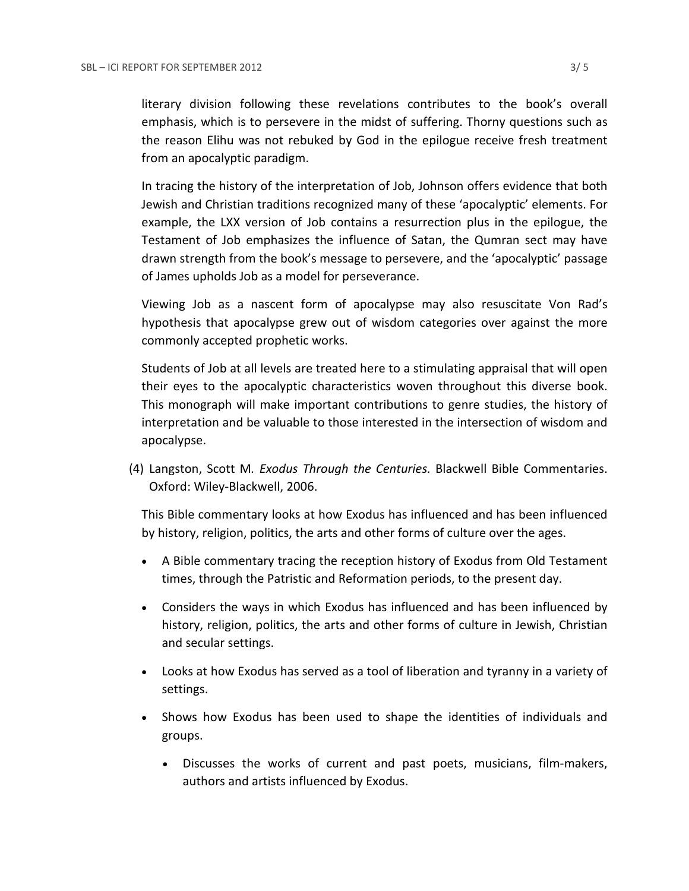literary division following these revelations contributes to the book's overall emphasis, which is to persevere in the midst of suffering. Thorny questions such as the reason Elihu was not rebuked by God in the epilogue receive fresh treatment from an apocalyptic paradigm.

In tracing the history of the interpretation of Job, Johnson offers evidence that both Jewish and Christian traditions recognized many of these 'apocalyptic' elements. For example, the LXX version of Job contains a resurrection plus in the epilogue, the Testament of Job emphasizes the influence of Satan, the Qumran sect may have drawn strength from the book's message to persevere, and the 'apocalyptic' passage of James upholds Job as a model for perseverance.

Viewing Job as a nascent form of apocalypse may also resuscitate Von Rad's hypothesis that apocalypse grew out of wisdom categories over against the more commonly accepted prophetic works.

Students of Job at all levels are treated here to a stimulating appraisal that will open their eyes to the apocalyptic characteristics woven throughout this diverse book. This monograph will make important contributions to genre studies, the history of interpretation and be valuable to those interested in the intersection of wisdom and apocalypse.

(4) Langston, Scott M. *Exodus Through the Centuries.* Blackwell Bible Commentaries. Oxford: Wiley-Blackwell, 2006.

This Bible commentary looks at how Exodus has influenced and has been influenced by history, religion, politics, the arts and other forms of culture over the ages.

- A Bible commentary tracing the reception history of Exodus from Old Testament times, through the Patristic and Reformation periods, to the present day.
- Considers the ways in which Exodus has influenced and has been influenced by history, religion, politics, the arts and other forms of culture in Jewish, Christian and secular settings.
- Looks at how Exodus has served as a tool of liberation and tyranny in a variety of settings.
- Shows how Exodus has been used to shape the identities of individuals and groups.
  - Discusses the works of current and past poets, musicians, film-makers, authors and artists influenced by Exodus.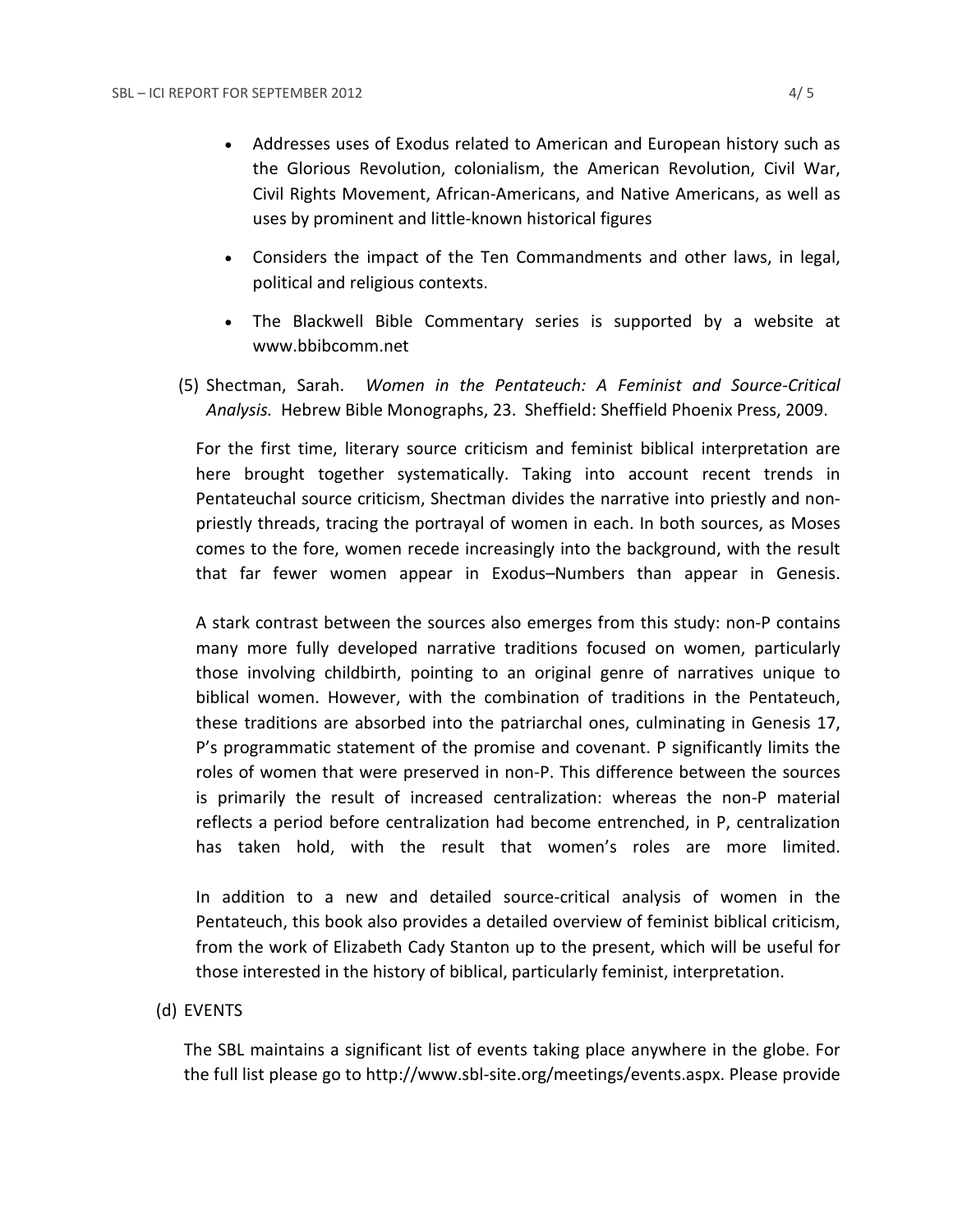- Addresses uses of Exodus related to American and European history such as the Glorious Revolution, colonialism, the American Revolution, Civil War, Civil Rights Movement, African-Americans, and Native Americans, as well as uses by prominent and little-known historical figures
- Considers the impact of the Ten Commandments and other laws, in legal, political and religious contexts.
- The Blackwell Bible Commentary series is supported by a website at www.bbibcomm.net

(5) Shectman, Sarah. *Women in the Pentateuch: A Feminist and Source-Critical Analysis.* Hebrew Bible Monographs, 23. Sheffield: Sheffield Phoenix Press, 2009.

For the first time, literary source criticism and feminist biblical interpretation are here brought together systematically. Taking into account recent trends in Pentateuchal source criticism, Shectman divides the narrative into priestly and non-priestly threads, tracing the portrayal of women in each. In both sources, as Moses comes to the fore, women recede increasingly into the background, with the result that far fewer women appear in Exodus–Numbers than appear in Genesis.

A stark contrast between the sources also emerges from this study: non-P contains many more fully developed narrative traditions focused on women, particularly those involving childbirth, pointing to an original genre of narratives unique to biblical women. However, with the combination of traditions in the Pentateuch, these traditions are absorbed into the patriarchal ones, culminating in Genesis 17, P's programmatic statement of the promise and covenant. P significantly limits the roles of women that were preserved in non-P. This difference between the sources is primarily the result of increased centralization: whereas the non-P material reflects a period before centralization had become entrenched, in P, centralization has taken hold, with the result that women's roles are more limited.

In addition to a new and detailed source-critical analysis of women in the Pentateuch, this book also provides a detailed overview of feminist biblical criticism, from the work of Elizabeth Cady Stanton up to the present, which will be useful for those interested in the history of biblical, particularly feminist, interpretation.

(d) EVENTS

The SBL maintains a significant list of events taking place anywhere in the globe. For the full list please go to http://www.sbl-site.org/meetings/events.aspx. Please provide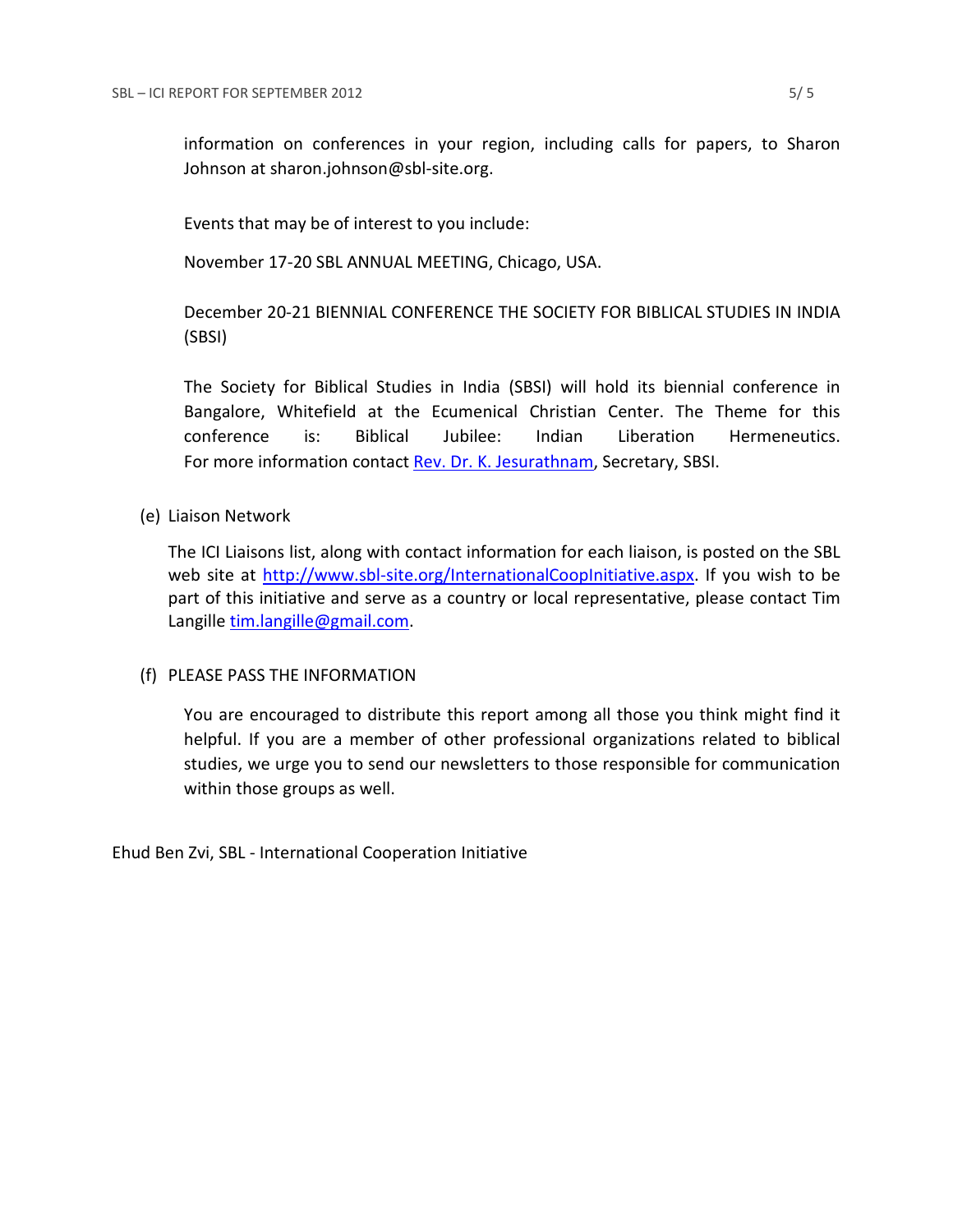information on conferences in your region, including calls for papers, to Sharon Johnson at sharon.johnson@sbl-site.org.

Events that may be of interest to you include:

November 17-20 SBL ANNUAL MEETING, Chicago, USA.

December 20-21 BIENNIAL CONFERENCE THE SOCIETY FOR BIBLICAL STUDIES IN INDIA (SBSI)

The Society for Biblical Studies in India (SBSI) will hold its biennial conference in Bangalore, Whitefield at the Ecumenical Christian Center. The Theme for this conference is: Biblical Jubilee: Indian Liberation Hermeneutics. For more information contact Rev. Dr. K. Jesurathnam, Secretary, SBSI.

(e) Liaison Network

The ICI Liaisons list, along with contact information for each liaison, is posted on the SBL web site at http://www.sbl-site.org/InternationalCoopInitiative.aspx. If you wish to be part of this initiative and serve as a country or local representative, please contact Tim Langille tim.langille@gmail.com.

(f) PLEASE PASS THE INFORMATION

You are encouraged to distribute this report among all those you think might find it helpful. If you are a member of other professional organizations related to biblical studies, we urge you to send our newsletters to those responsible for communication within those groups as well.

Ehud Ben Zvi, SBL - International Cooperation Initiative